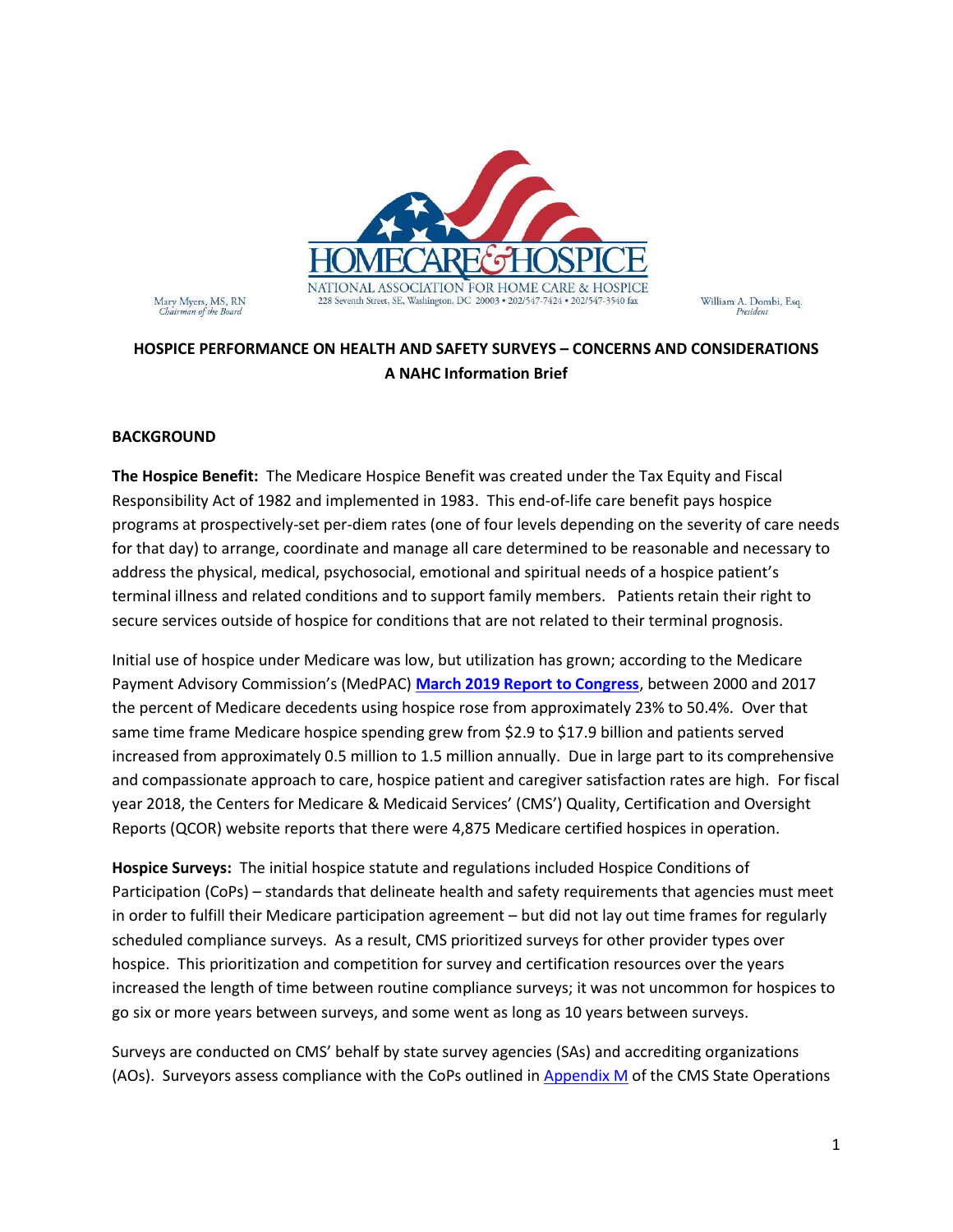HOMECARE & HOSPICE

NATIONAL ASSOCIATION FOR HOME CARE & HOSPICE
228 Seventh Street, SE, Washington, DC 20003 • 202/547-7424 • 202/547-3540 fax

Mary Myers, MS, RN
*Chairman of the Board*

William A. Dombi, Esq.
*President*

## HOSPICE PERFORMANCE ON HEALTH AND SAFETY SURVEYS – CONCERNS AND CONSIDERATIONS
## A NAHC Information Brief

### BACKGROUND

**The Hospice Benefit:** The Medicare Hospice Benefit was created under the Tax Equity and Fiscal Responsibility Act of 1982 and implemented in 1983. This end-of-life care benefit pays hospice programs at prospectively-set per-diem rates (one of four levels depending on the severity of care needs for that day) to arrange, coordinate and manage all care determined to be reasonable and necessary to address the physical, medical, psychosocial, emotional and spiritual needs of a hospice patient's terminal illness and related conditions and to support family members. Patients retain their right to secure services outside of hospice for conditions that are not related to their terminal prognosis.

Initial use of hospice under Medicare was low, but utilization has grown; according to the Medicare Payment Advisory Commission's (MedPAC) **March 2019 Report to Congress**, between 2000 and 2017 the percent of Medicare decedents using hospice rose from approximately 23% to 50.4%. Over that same time frame Medicare hospice spending grew from $2.9 to $17.9 billion and patients served increased from approximately 0.5 million to 1.5 million annually. Due in large part to its comprehensive and compassionate approach to care, hospice patient and caregiver satisfaction rates are high. For fiscal year 2018, the Centers for Medicare & Medicaid Services' (CMS') Quality, Certification and Oversight Reports (QCOR) website reports that there were 4,875 Medicare certified hospices in operation.

**Hospice Surveys:** The initial hospice statute and regulations included Hospice Conditions of Participation (CoPs) – standards that delineate health and safety requirements that agencies must meet in order to fulfill their Medicare participation agreement – but did not lay out time frames for regularly scheduled compliance surveys. As a result, CMS prioritized surveys for other provider types over hospice. This prioritization and competition for survey and certification resources over the years increased the length of time between routine compliance surveys; it was not uncommon for hospices to go six or more years between surveys, and some went as long as 10 years between surveys.

Surveys are conducted on CMS' behalf by state survey agencies (SAs) and accrediting organizations (AOs). Surveyors assess compliance with the CoPs outlined in Appendix M of the CMS State Operations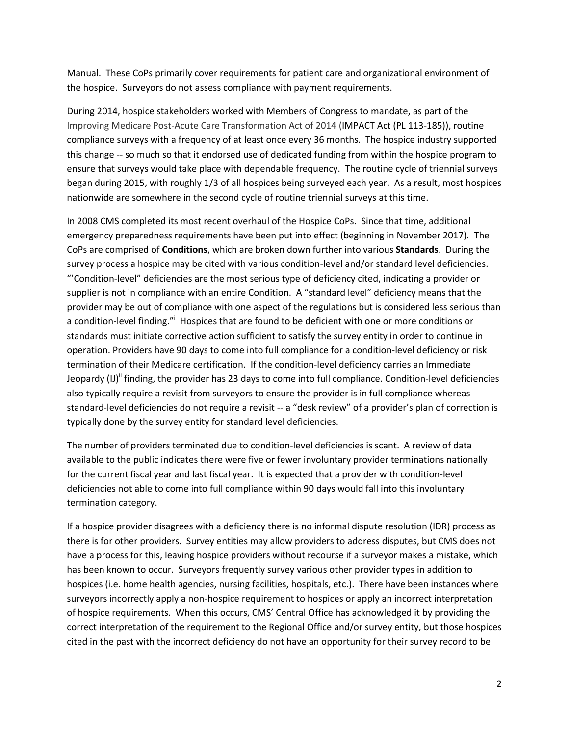Manual. These CoPs primarily cover requirements for patient care and organizational environment of the hospice. Surveyors do not assess compliance with payment requirements.

During 2014, hospice stakeholders worked with Members of Congress to mandate, as part of the Improving Medicare Post-Acute Care Transformation Act of 2014 (IMPACT Act (PL 113-185)), routine compliance surveys with a frequency of at least once every 36 months. The hospice industry supported this change -- so much so that it endorsed use of dedicated funding from within the hospice program to ensure that surveys would take place with dependable frequency. The routine cycle of triennial surveys began during 2015, with roughly 1/3 of all hospices being surveyed each year. As a result, most hospices nationwide are somewhere in the second cycle of routine triennial surveys at this time.

In 2008 CMS completed its most recent overhaul of the Hospice CoPs. Since that time, additional emergency preparedness requirements have been put into effect (beginning in November 2017). The CoPs are comprised of **Conditions**, which are broken down further into various **Standards**. During the survey process a hospice may be cited with various condition-level and/or standard level deficiencies. "'Condition-level" deficiencies are the most serious type of deficiency cited, indicating a provider or supplier is not in compliance with an entire Condition. A "standard level" deficiency means that the provider may be out of compliance with one aspect of the regulations but is considered less serious than a condition-level finding."[i] Hospices that are found to be deficient with one or more conditions or standards must initiate corrective action sufficient to satisfy the survey entity in order to continue in operation. Providers have 90 days to come into full compliance for a condition-level deficiency or risk termination of their Medicare certification. If the condition-level deficiency carries an Immediate Jeopardy (IJ)[ii] finding, the provider has 23 days to come into full compliance. Condition-level deficiencies also typically require a revisit from surveyors to ensure the provider is in full compliance whereas standard-level deficiencies do not require a revisit -- a "desk review" of a provider's plan of correction is typically done by the survey entity for standard level deficiencies.

The number of providers terminated due to condition-level deficiencies is scant. A review of data available to the public indicates there were five or fewer involuntary provider terminations nationally for the current fiscal year and last fiscal year. It is expected that a provider with condition-level deficiencies not able to come into full compliance within 90 days would fall into this involuntary termination category.

If a hospice provider disagrees with a deficiency there is no informal dispute resolution (IDR) process as there is for other providers. Survey entities may allow providers to address disputes, but CMS does not have a process for this, leaving hospice providers without recourse if a surveyor makes a mistake, which has been known to occur. Surveyors frequently survey various other provider types in addition to hospices (i.e. home health agencies, nursing facilities, hospitals, etc.). There have been instances where surveyors incorrectly apply a non-hospice requirement to hospices or apply an incorrect interpretation of hospice requirements. When this occurs, CMS' Central Office has acknowledged it by providing the correct interpretation of the requirement to the Regional Office and/or survey entity, but those hospices cited in the past with the incorrect deficiency do not have an opportunity for their survey record to be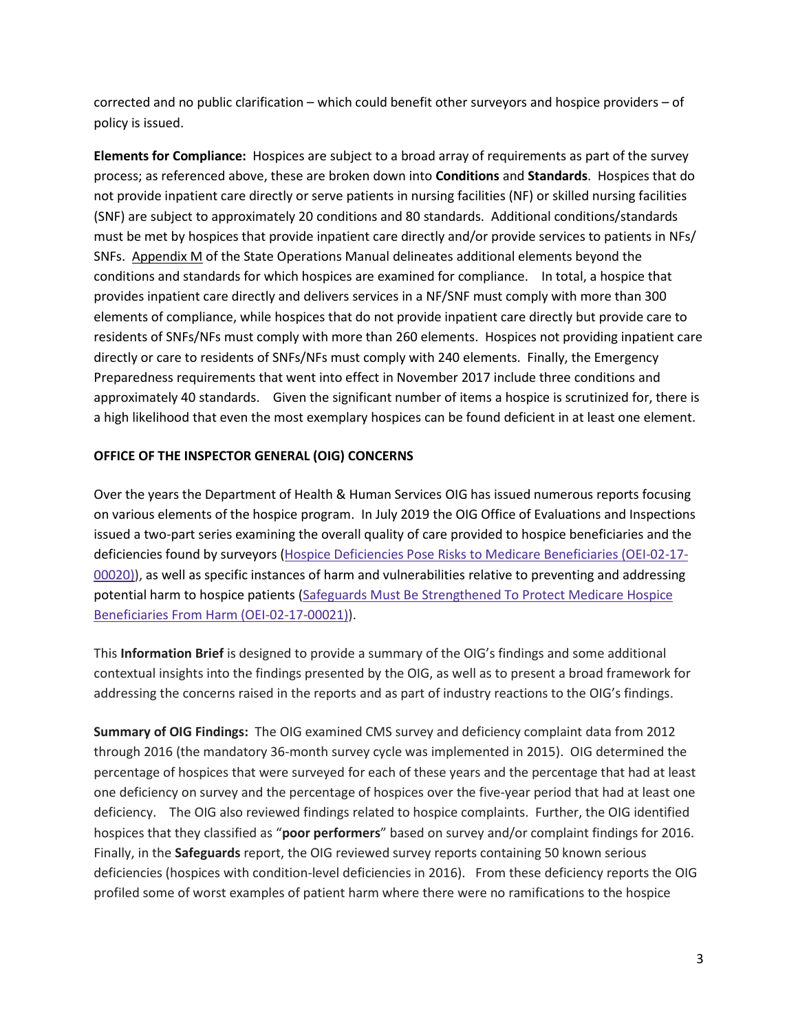corrected and no public clarification – which could benefit other surveyors and hospice providers – of policy is issued.

**Elements for Compliance:** Hospices are subject to a broad array of requirements as part of the survey process; as referenced above, these are broken down into **Conditions** and **Standards**. Hospices that do not provide inpatient care directly or serve patients in nursing facilities (NF) or skilled nursing facilities (SNF) are subject to approximately 20 conditions and 80 standards. Additional conditions/standards must be met by hospices that provide inpatient care directly and/or provide services to patients in NFs/ SNFs. Appendix M of the State Operations Manual delineates additional elements beyond the conditions and standards for which hospices are examined for compliance. In total, a hospice that provides inpatient care directly and delivers services in a NF/SNF must comply with more than 300 elements of compliance, while hospices that do not provide inpatient care directly but provide care to residents of SNFs/NFs must comply with more than 260 elements. Hospices not providing inpatient care directly or care to residents of SNFs/NFs must comply with 240 elements. Finally, the Emergency Preparedness requirements that went into effect in November 2017 include three conditions and approximately 40 standards. Given the significant number of items a hospice is scrutinized for, there is a high likelihood that even the most exemplary hospices can be found deficient in at least one element.

## OFFICE OF THE INSPECTOR GENERAL (OIG) CONCERNS

Over the years the Department of Health & Human Services OIG has issued numerous reports focusing on various elements of the hospice program. In July 2019 the OIG Office of Evaluations and Inspections issued a two-part series examining the overall quality of care provided to hospice beneficiaries and the deficiencies found by surveyors (Hospice Deficiencies Pose Risks to Medicare Beneficiaries (OEI-02-17-00020)), as well as specific instances of harm and vulnerabilities relative to preventing and addressing potential harm to hospice patients (Safeguards Must Be Strengthened To Protect Medicare Hospice Beneficiaries From Harm (OEI-02-17-00021)).

This **Information Brief** is designed to provide a summary of the OIG's findings and some additional contextual insights into the findings presented by the OIG, as well as to present a broad framework for addressing the concerns raised in the reports and as part of industry reactions to the OIG's findings.

**Summary of OIG Findings:** The OIG examined CMS survey and deficiency complaint data from 2012 through 2016 (the mandatory 36-month survey cycle was implemented in 2015). OIG determined the percentage of hospices that were surveyed for each of these years and the percentage that had at least one deficiency on survey and the percentage of hospices over the five-year period that had at least one deficiency. The OIG also reviewed findings related to hospice complaints. Further, the OIG identified hospices that they classified as "**poor performers**" based on survey and/or complaint findings for 2016. Finally, in the **Safeguards** report, the OIG reviewed survey reports containing 50 known serious deficiencies (hospices with condition-level deficiencies in 2016). From these deficiency reports the OIG profiled some of worst examples of patient harm where there were no ramifications to the hospice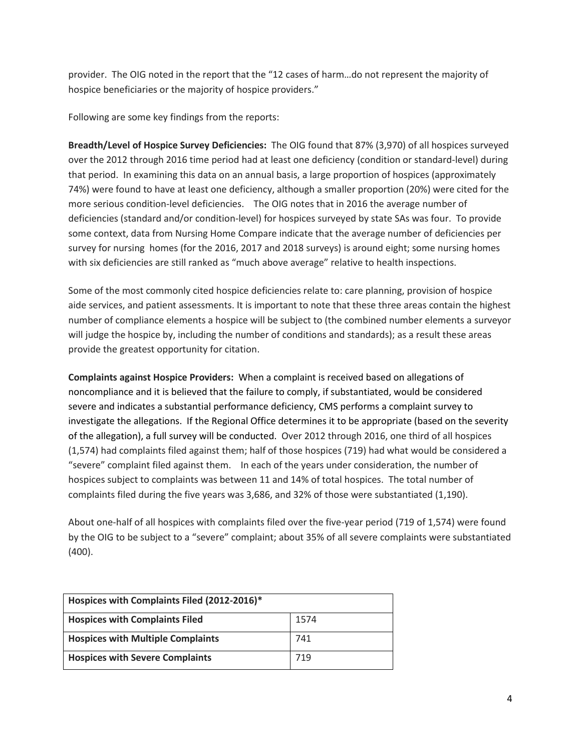provider. The OIG noted in the report that the "12 cases of harm…do not represent the majority of hospice beneficiaries or the majority of hospice providers."

Following are some key findings from the reports:

**Breadth/Level of Hospice Survey Deficiencies:** The OIG found that 87% (3,970) of all hospices surveyed over the 2012 through 2016 time period had at least one deficiency (condition or standard-level) during that period. In examining this data on an annual basis, a large proportion of hospices (approximately 74%) were found to have at least one deficiency, although a smaller proportion (20%) were cited for the more serious condition-level deficiencies. The OIG notes that in 2016 the average number of deficiencies (standard and/or condition-level) for hospices surveyed by state SAs was four. To provide some context, data from Nursing Home Compare indicate that the average number of deficiencies per survey for nursing homes (for the 2016, 2017 and 2018 surveys) is around eight; some nursing homes with six deficiencies are still ranked as "much above average" relative to health inspections.

Some of the most commonly cited hospice deficiencies relate to: care planning, provision of hospice aide services, and patient assessments. It is important to note that these three areas contain the highest number of compliance elements a hospice will be subject to (the combined number elements a surveyor will judge the hospice by, including the number of conditions and standards); as a result these areas provide the greatest opportunity for citation.

**Complaints against Hospice Providers:** When a complaint is received based on allegations of noncompliance and it is believed that the failure to comply, if substantiated, would be considered severe and indicates a substantial performance deficiency, CMS performs a complaint survey to investigate the allegations. If the Regional Office determines it to be appropriate (based on the severity of the allegation), a full survey will be conducted. Over 2012 through 2016, one third of all hospices (1,574) had complaints filed against them; half of those hospices (719) had what would be considered a "severe" complaint filed against them. In each of the years under consideration, the number of hospices subject to complaints was between 11 and 14% of total hospices. The total number of complaints filed during the five years was 3,686, and 32% of those were substantiated (1,190).

About one-half of all hospices with complaints filed over the five-year period (719 of 1,574) were found by the OIG to be subject to a "severe" complaint; about 35% of all severe complaints were substantiated (400).

| **Hospices with Complaints Filed (2012-2016)*** | |
|---|---|
| **Hospices with Complaints Filed** | 1574 |
| **Hospices with Multiple Complaints** | 741 |
| **Hospices with Severe Complaints** | 719 |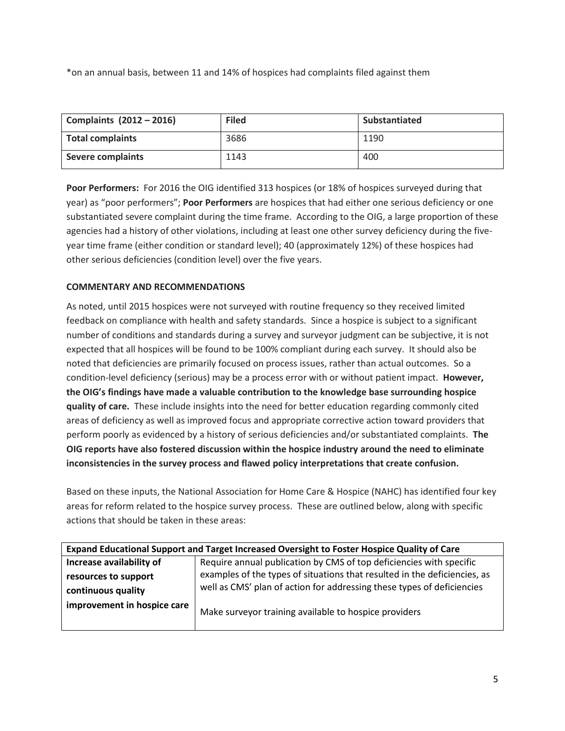*on an annual basis, between 11 and 14% of hospices had complaints filed against them

| Complaints (2012 – 2016) | Filed | Substantiated |
|---|---|---|
| **Total complaints** | 3686 | 1190 |
| **Severe complaints** | 1143 | 400 |

**Poor Performers:** For 2016 the OIG identified 313 hospices (or 18% of hospices surveyed during that year) as "poor performers"; **Poor Performers** are hospices that had either one serious deficiency or one substantiated severe complaint during the time frame. According to the OIG, a large proportion of these agencies had a history of other violations, including at least one other survey deficiency during the five-year time frame (either condition or standard level); 40 (approximately 12%) of these hospices had other serious deficiencies (condition level) over the five years.

**COMMENTARY AND RECOMMENDATIONS**

As noted, until 2015 hospices were not surveyed with routine frequency so they received limited feedback on compliance with health and safety standards. Since a hospice is subject to a significant number of conditions and standards during a survey and surveyor judgment can be subjective, it is not expected that all hospices will be found to be 100% compliant during each survey. It should also be noted that deficiencies are primarily focused on process issues, rather than actual outcomes. So a condition-level deficiency (serious) may be a process error with or without patient impact. **However, the OIG's findings have made a valuable contribution to the knowledge base surrounding hospice quality of care.** These include insights into the need for better education regarding commonly cited areas of deficiency as well as improved focus and appropriate corrective action toward providers that perform poorly as evidenced by a history of serious deficiencies and/or substantiated complaints. **The OIG reports have also fostered discussion within the hospice industry around the need to eliminate inconsistencies in the survey process and flawed policy interpretations that create confusion.**

Based on these inputs, the National Association for Home Care & Hospice (NAHC) has identified four key areas for reform related to the hospice survey process. These are outlined below, along with specific actions that should be taken in these areas:

| **Expand Educational Support and Target Increased Oversight to Foster Hospice Quality of Care** | |
|---|---|
| **Increase availability of resources to support continuous quality improvement in hospice care** | Require annual publication by CMS of top deficiencies with specific examples of the types of situations that resulted in the deficiencies, as well as CMS' plan of action for addressing these types of deficiencies<br><br>Make surveyor training available to hospice providers |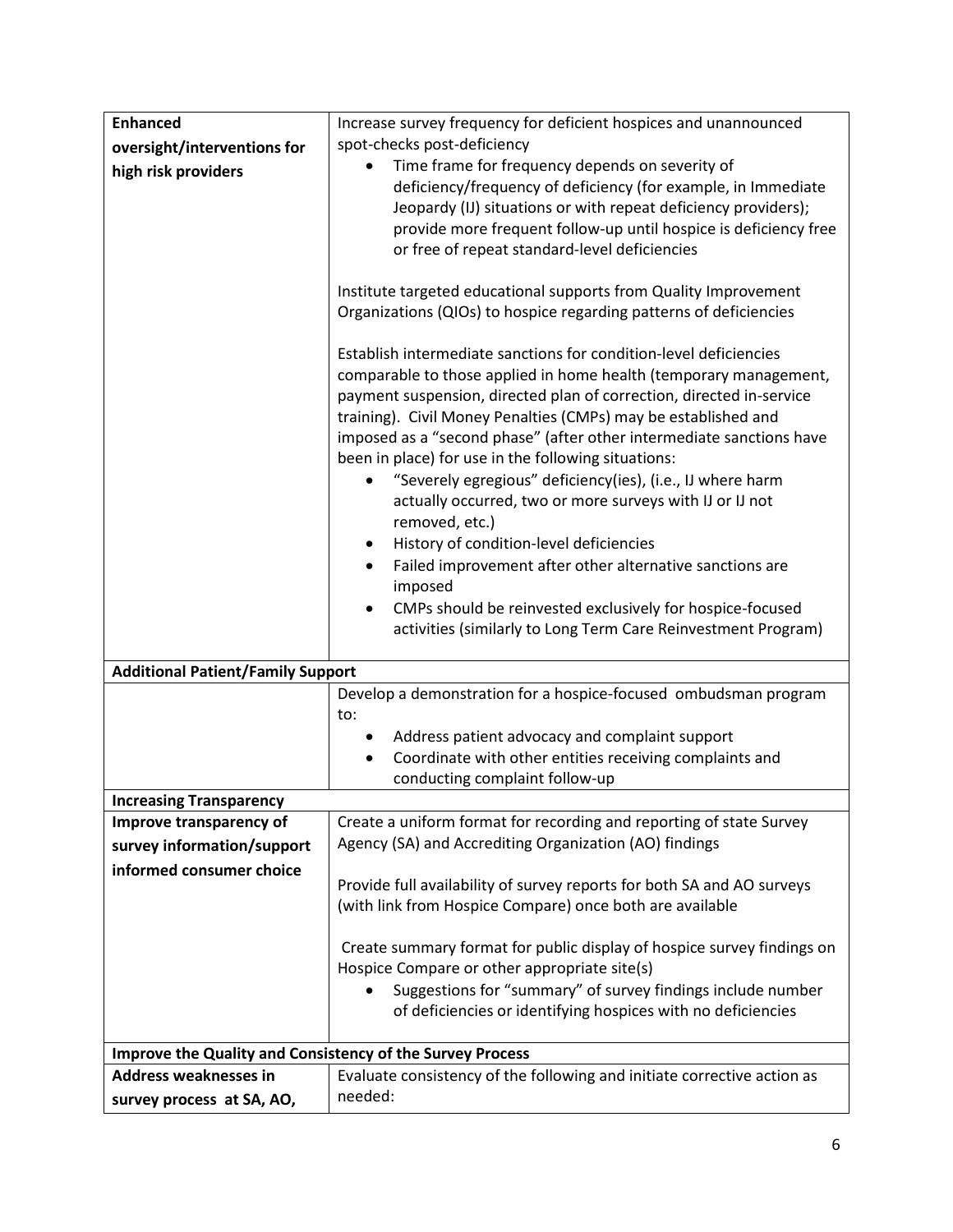| | |
|---|---|
| **Enhanced oversight/interventions for high risk providers** | Increase survey frequency for deficient hospices and unannounced spot-checks post-deficiency<br>• Time frame for frequency depends on severity of deficiency/frequency of deficiency (for example, in Immediate Jeopardy (IJ) situations or with repeat deficiency providers); provide more frequent follow-up until hospice is deficiency free or free of repeat standard-level deficiencies<br><br>Institute targeted educational supports from Quality Improvement Organizations (QIOs) to hospice regarding patterns of deficiencies<br><br>Establish intermediate sanctions for condition-level deficiencies comparable to those applied in home health (temporary management, payment suspension, directed plan of correction, directed in-service training). Civil Money Penalties (CMPs) may be established and imposed as a "second phase" (after other intermediate sanctions have been in place) for use in the following situations:<br>• "Severely egregious" deficiency(ies), (i.e., IJ where harm actually occurred, two or more surveys with IJ or IJ not removed, etc.)<br>• History of condition-level deficiencies<br>• Failed improvement after other alternative sanctions are imposed<br>• CMPs should be reinvested exclusively for hospice-focused activities (similarly to Long Term Care Reinvestment Program) |
| **Additional Patient/Family Support** | |
| | Develop a demonstration for a hospice-focused ombudsman program to:<br>• Address patient advocacy and complaint support<br>• Coordinate with other entities receiving complaints and conducting complaint follow-up |
| **Increasing Transparency** | |
| **Improve transparency of survey information/support informed consumer choice** | Create a uniform format for recording and reporting of state Survey Agency (SA) and Accrediting Organization (AO) findings<br><br>Provide full availability of survey reports for both SA and AO surveys (with link from Hospice Compare) once both are available<br><br>Create summary format for public display of hospice survey findings on Hospice Compare or other appropriate site(s)<br>• Suggestions for "summary" of survey findings include number of deficiencies or identifying hospices with no deficiencies |
| **Improve the Quality and Consistency of the Survey Process** | |
| **Address weaknesses in survey process at SA, AO,** | Evaluate consistency of the following and initiate corrective action as needed: |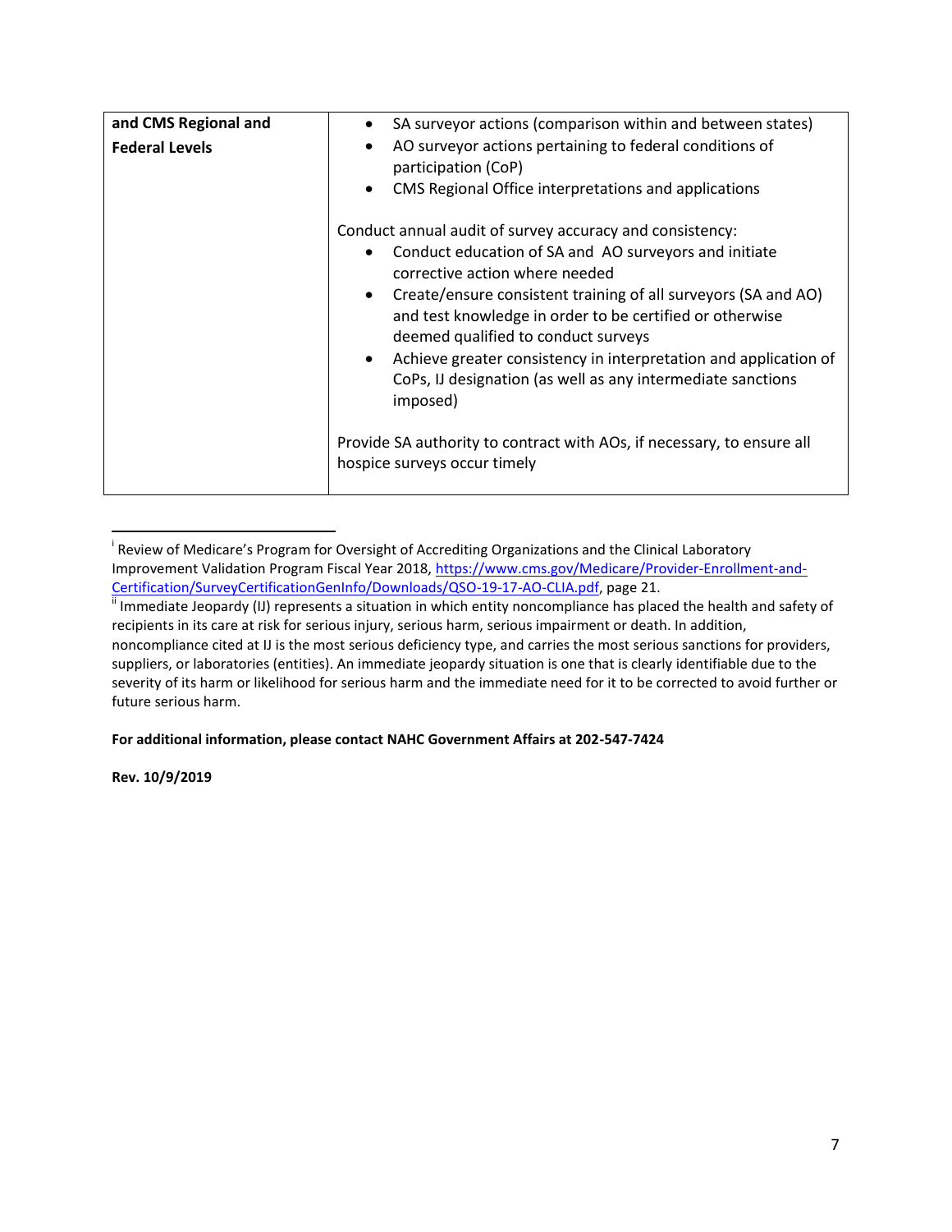| | |
|---|---|
| **and CMS Regional and Federal Levels** | • SA surveyor actions (comparison within and between states)<br>• AO surveyor actions pertaining to federal conditions of participation (CoP)<br>• CMS Regional Office interpretations and applications<br><br>Conduct annual audit of survey accuracy and consistency:<br>• Conduct education of SA and AO surveyors and initiate corrective action where needed<br>• Create/ensure consistent training of all surveyors (SA and AO) and test knowledge in order to be certified or otherwise deemed qualified to conduct surveys<br>• Achieve greater consistency in interpretation and application of CoPs, IJ designation (as well as any intermediate sanctions imposed)<br><br>Provide SA authority to contract with AOs, if necessary, to ensure all hospice surveys occur timely |

---

[i] Review of Medicare's Program for Oversight of Accrediting Organizations and the Clinical Laboratory Improvement Validation Program Fiscal Year 2018, https://www.cms.gov/Medicare/Provider-Enrollment-and-Certification/SurveyCertificationGenInfo/Downloads/QSO-19-17-AO-CLIA.pdf, page 21.

[ii] Immediate Jeopardy (IJ) represents a situation in which entity noncompliance has placed the health and safety of recipients in its care at risk for serious injury, serious harm, serious impairment or death. In addition, noncompliance cited at IJ is the most serious deficiency type, and carries the most serious sanctions for providers, suppliers, or laboratories (entities). An immediate jeopardy situation is one that is clearly identifiable due to the severity of its harm or likelihood for serious harm and the immediate need for it to be corrected to avoid further or future serious harm.

**For additional information, please contact NAHC Government Affairs at 202-547-7424**

**Rev. 10/9/2019**